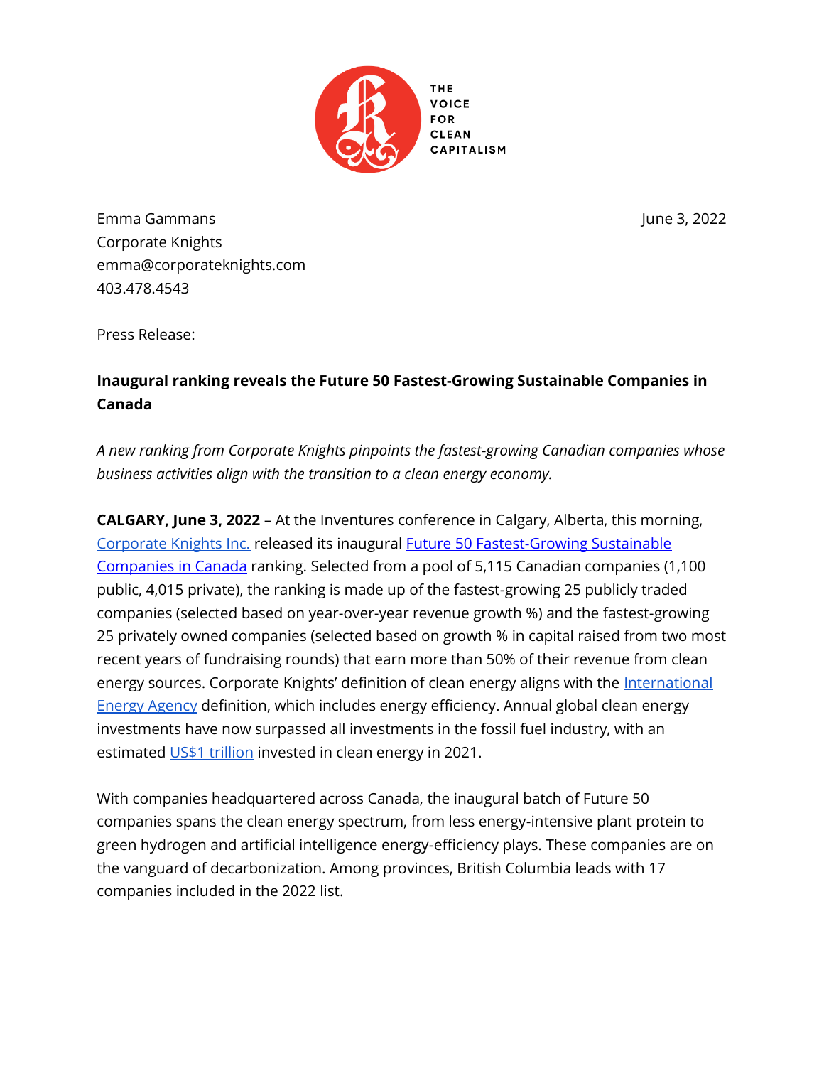THE VOICE FOR CLEAN CAPITALISM

Emma Gammans
Corporate Knights
emma@corporateknights.com
403.478.4543

June 3, 2022

Press Release:

**Inaugural ranking reveals the Future 50 Fastest-Growing Sustainable Companies in Canada**

*A new ranking from Corporate Knights pinpoints the fastest-growing Canadian companies whose business activities align with the transition to a clean energy economy.*

**CALGARY, June 3, 2022** – At the Inventures conference in Calgary, Alberta, this morning, Corporate Knights Inc. released its inaugural Future 50 Fastest-Growing Sustainable Companies in Canada ranking. Selected from a pool of 5,115 Canadian companies (1,100 public, 4,015 private), the ranking is made up of the fastest-growing 25 publicly traded companies (selected based on year-over-year revenue growth %) and the fastest-growing 25 privately owned companies (selected based on growth % in capital raised from two most recent years of fundraising rounds) that earn more than 50% of their revenue from clean energy sources. Corporate Knights' definition of clean energy aligns with the International Energy Agency definition, which includes energy efficiency. Annual global clean energy investments have now surpassed all investments in the fossil fuel industry, with an estimated US$1 trillion invested in clean energy in 2021.

With companies headquartered across Canada, the inaugural batch of Future 50 companies spans the clean energy spectrum, from less energy-intensive plant protein to green hydrogen and artificial intelligence energy-efficiency plays. These companies are on the vanguard of decarbonization. Among provinces, British Columbia leads with 17 companies included in the 2022 list.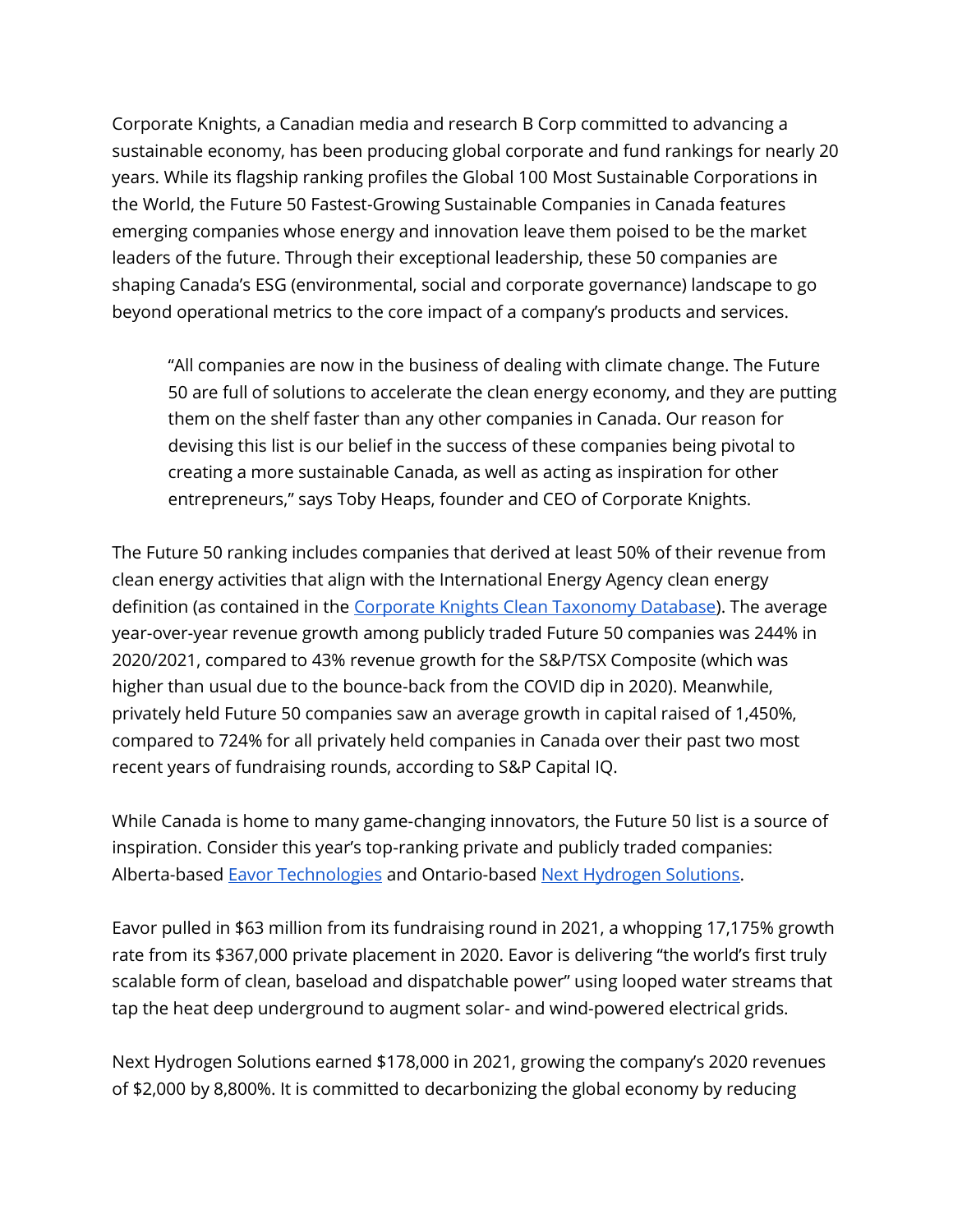Corporate Knights, a Canadian media and research B Corp committed to advancing a sustainable economy, has been producing global corporate and fund rankings for nearly 20 years. While its flagship ranking profiles the Global 100 Most Sustainable Corporations in the World, the Future 50 Fastest-Growing Sustainable Companies in Canada features emerging companies whose energy and innovation leave them poised to be the market leaders of the future. Through their exceptional leadership, these 50 companies are shaping Canada's ESG (environmental, social and corporate governance) landscape to go beyond operational metrics to the core impact of a company's products and services.

> "All companies are now in the business of dealing with climate change. The Future 50 are full of solutions to accelerate the clean energy economy, and they are putting them on the shelf faster than any other companies in Canada. Our reason for devising this list is our belief in the success of these companies being pivotal to creating a more sustainable Canada, as well as acting as inspiration for other entrepreneurs," says Toby Heaps, founder and CEO of Corporate Knights.

The Future 50 ranking includes companies that derived at least 50% of their revenue from clean energy activities that align with the International Energy Agency clean energy definition (as contained in the [Corporate Knights Clean Taxonomy Database]()). The average year-over-year revenue growth among publicly traded Future 50 companies was 244% in 2020/2021, compared to 43% revenue growth for the S&P/TSX Composite (which was higher than usual due to the bounce-back from the COVID dip in 2020). Meanwhile, privately held Future 50 companies saw an average growth in capital raised of 1,450%, compared to 724% for all privately held companies in Canada over their past two most recent years of fundraising rounds, according to S&P Capital IQ.

While Canada is home to many game-changing innovators, the Future 50 list is a source of inspiration. Consider this year's top-ranking private and publicly traded companies: Alberta-based [Eavor Technologies]() and Ontario-based [Next Hydrogen Solutions]().

Eavor pulled in $63 million from its fundraising round in 2021, a whopping 17,175% growth rate from its $367,000 private placement in 2020. Eavor is delivering "the world's first truly scalable form of clean, baseload and dispatchable power" using looped water streams that tap the heat deep underground to augment solar- and wind-powered electrical grids.

Next Hydrogen Solutions earned $178,000 in 2021, growing the company's 2020 revenues of $2,000 by 8,800%. It is committed to decarbonizing the global economy by reducing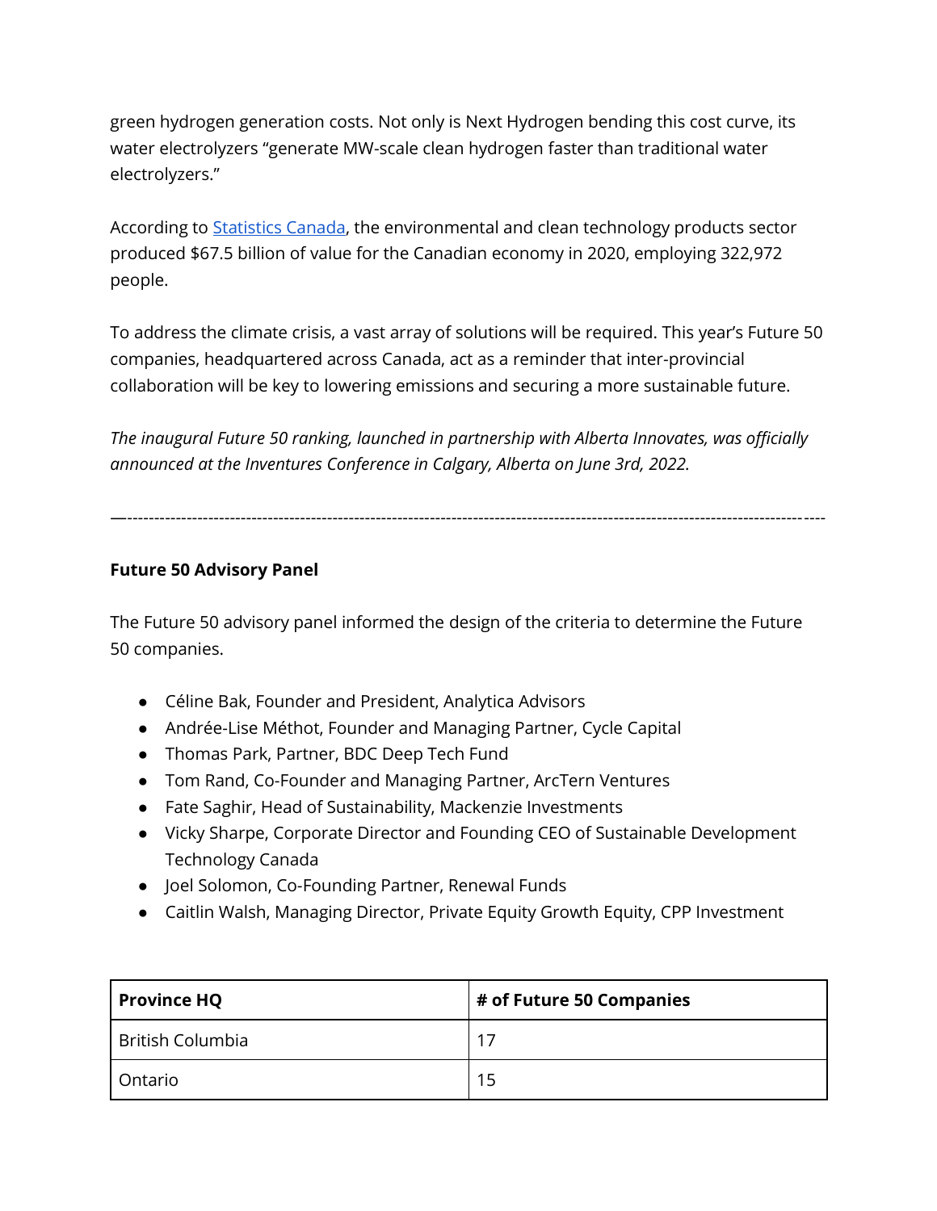green hydrogen generation costs. Not only is Next Hydrogen bending this cost curve, its water electrolyzers "generate MW-scale clean hydrogen faster than traditional water electrolyzers."

According to [Statistics Canada](), the environmental and clean technology products sector produced $67.5 billion of value for the Canadian economy in 2020, employing 322,972 people.

To address the climate crisis, a vast array of solutions will be required. This year's Future 50 companies, headquartered across Canada, act as a reminder that inter-provincial collaboration will be key to lowering emissions and securing a more sustainable future.

*The inaugural Future 50 ranking, launched in partnership with Alberta Innovates, was officially announced at the Inventures Conference in Calgary, Alberta on June 3rd, 2022.*

---

**Future 50 Advisory Panel**

The Future 50 advisory panel informed the design of the criteria to determine the Future 50 companies.

- Céline Bak, Founder and President, Analytica Advisors
- Andrée-Lise Méthot, Founder and Managing Partner, Cycle Capital
- Thomas Park, Partner, BDC Deep Tech Fund
- Tom Rand, Co-Founder and Managing Partner, ArcTern Ventures
- Fate Saghir, Head of Sustainability, Mackenzie Investments
- Vicky Sharpe, Corporate Director and Founding CEO of Sustainable Development Technology Canada
- Joel Solomon, Co-Founding Partner, Renewal Funds
- Caitlin Walsh, Managing Director, Private Equity Growth Equity, CPP Investment

| Province HQ | # of Future 50 Companies |
|---|---|
| British Columbia | 17 |
| Ontario | 15 |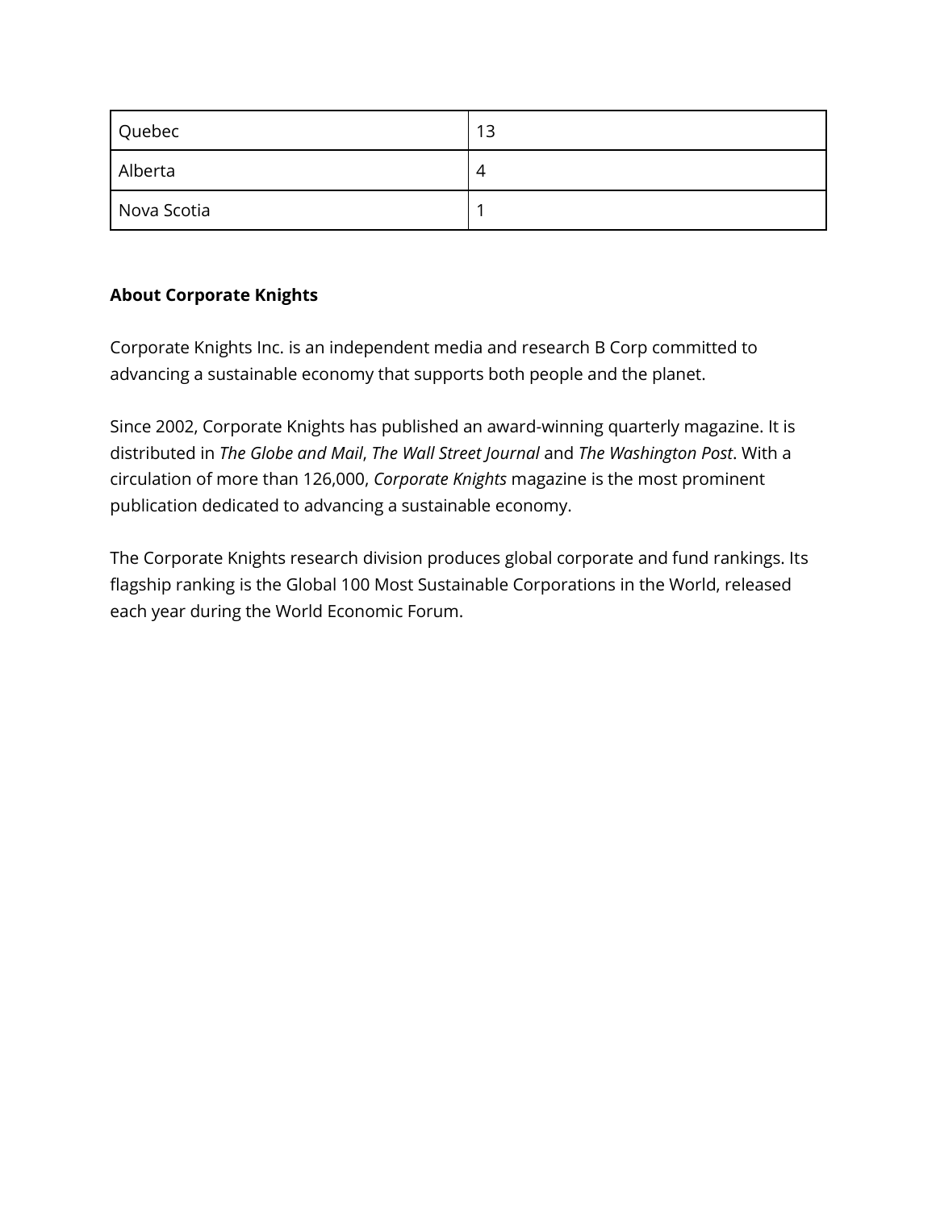| | |
|---|---|
| Quebec | 13 |
| Alberta | 4 |
| Nova Scotia | 1 |

**About Corporate Knights**

Corporate Knights Inc. is an independent media and research B Corp committed to advancing a sustainable economy that supports both people and the planet.

Since 2002, Corporate Knights has published an award-winning quarterly magazine. It is distributed in *The Globe and Mail*, *The Wall Street Journal* and *The Washington Post*. With a circulation of more than 126,000, *Corporate Knights* magazine is the most prominent publication dedicated to advancing a sustainable economy.

The Corporate Knights research division produces global corporate and fund rankings. Its flagship ranking is the Global 100 Most Sustainable Corporations in the World, released each year during the World Economic Forum.